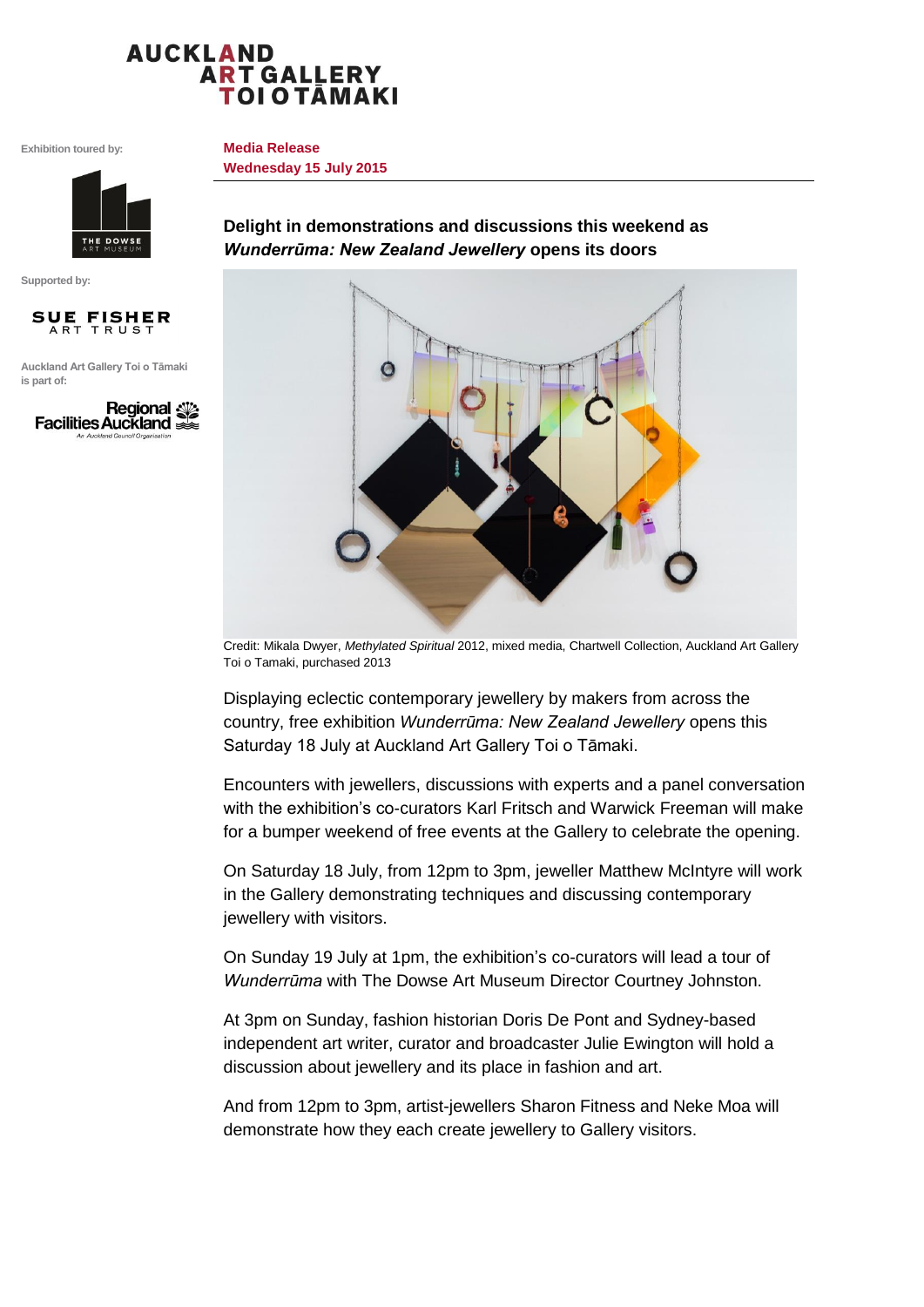AUCKLAND ART GALLERY TOI O TĀMAKI

Exhibition toured by:

THE DOWSE ART MUSEUM

Supported by:

SUE FISHER ART TRUST

Auckland Art Gallery Toi o Tāmaki is part of:

Regional Facilities Auckland
An Auckland Council Organisation

**Media Release**
**Wednesday 15 July 2015**

## Delight in demonstrations and discussions this weekend as *Wunderrūma: New Zealand Jewellery* opens its doors

Credit: Mikala Dwyer, *Methylated Spiritual* 2012, mixed media, Chartwell Collection, Auckland Art Gallery Toi o Tamaki, purchased 2013

Displaying eclectic contemporary jewellery by makers from across the country, free exhibition *Wunderrūma: New Zealand Jewellery* opens this Saturday 18 July at Auckland Art Gallery Toi o Tāmaki.

Encounters with jewellers, discussions with experts and a panel conversation with the exhibition's co-curators Karl Fritsch and Warwick Freeman will make for a bumper weekend of free events at the Gallery to celebrate the opening.

On Saturday 18 July, from 12pm to 3pm, jeweller Matthew McIntyre will work in the Gallery demonstrating techniques and discussing contemporary jewellery with visitors.

On Sunday 19 July at 1pm, the exhibition's co-curators will lead a tour of *Wunderrūma* with The Dowse Art Museum Director Courtney Johnston.

At 3pm on Sunday, fashion historian Doris De Pont and Sydney-based independent art writer, curator and broadcaster Julie Ewington will hold a discussion about jewellery and its place in fashion and art.

And from 12pm to 3pm, artist-jewellers Sharon Fitness and Neke Moa will demonstrate how they each create jewellery to Gallery visitors.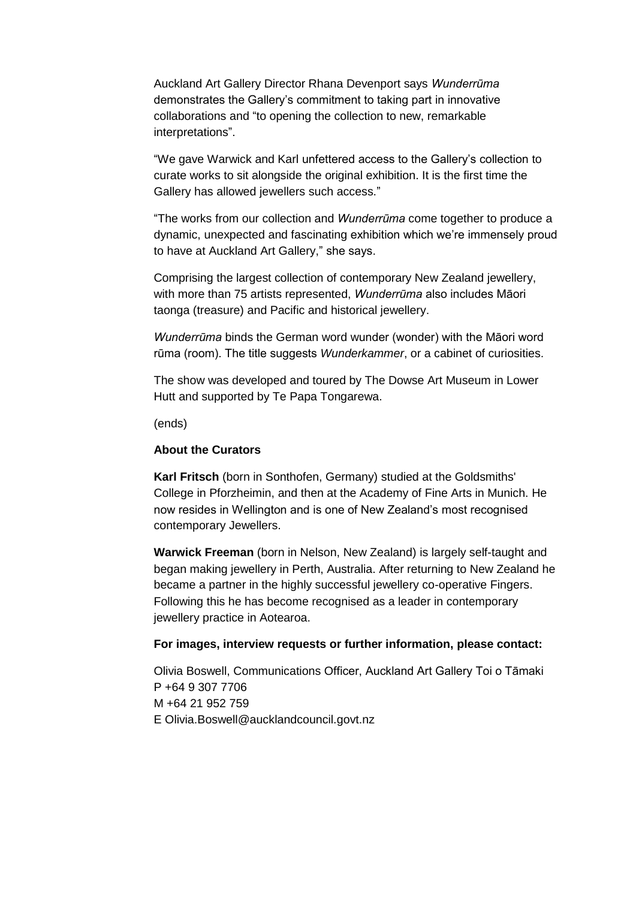Auckland Art Gallery Director Rhana Devenport says *Wunderrūma* demonstrates the Gallery's commitment to taking part in innovative collaborations and "to opening the collection to new, remarkable interpretations".

"We gave Warwick and Karl unfettered access to the Gallery's collection to curate works to sit alongside the original exhibition. It is the first time the Gallery has allowed jewellers such access."

"The works from our collection and *Wunderrūma* come together to produce a dynamic, unexpected and fascinating exhibition which we're immensely proud to have at Auckland Art Gallery," she says.

Comprising the largest collection of contemporary New Zealand jewellery, with more than 75 artists represented, *Wunderrūma* also includes Māori taonga (treasure) and Pacific and historical jewellery.

*Wunderrūma* binds the German word wunder (wonder) with the Māori word rūma (room). The title suggests *Wunderkammer*, or a cabinet of curiosities.

The show was developed and toured by The Dowse Art Museum in Lower Hutt and supported by Te Papa Tongarewa.

(ends)

**About the Curators**

**Karl Fritsch** (born in Sonthofen, Germany) studied at the Goldsmiths' College in Pforzheimin, and then at the Academy of Fine Arts in Munich. He now resides in Wellington and is one of New Zealand's most recognised contemporary Jewellers.

**Warwick Freeman** (born in Nelson, New Zealand) is largely self-taught and began making jewellery in Perth, Australia. After returning to New Zealand he became a partner in the highly successful jewellery co-operative Fingers. Following this he has become recognised as a leader in contemporary jewellery practice in Aotearoa.

**For images, interview requests or further information, please contact:**

Olivia Boswell, Communications Officer, Auckland Art Gallery Toi o Tāmaki
P +64 9 307 7706
M +64 21 952 759
E Olivia.Boswell@aucklandcouncil.govt.nz